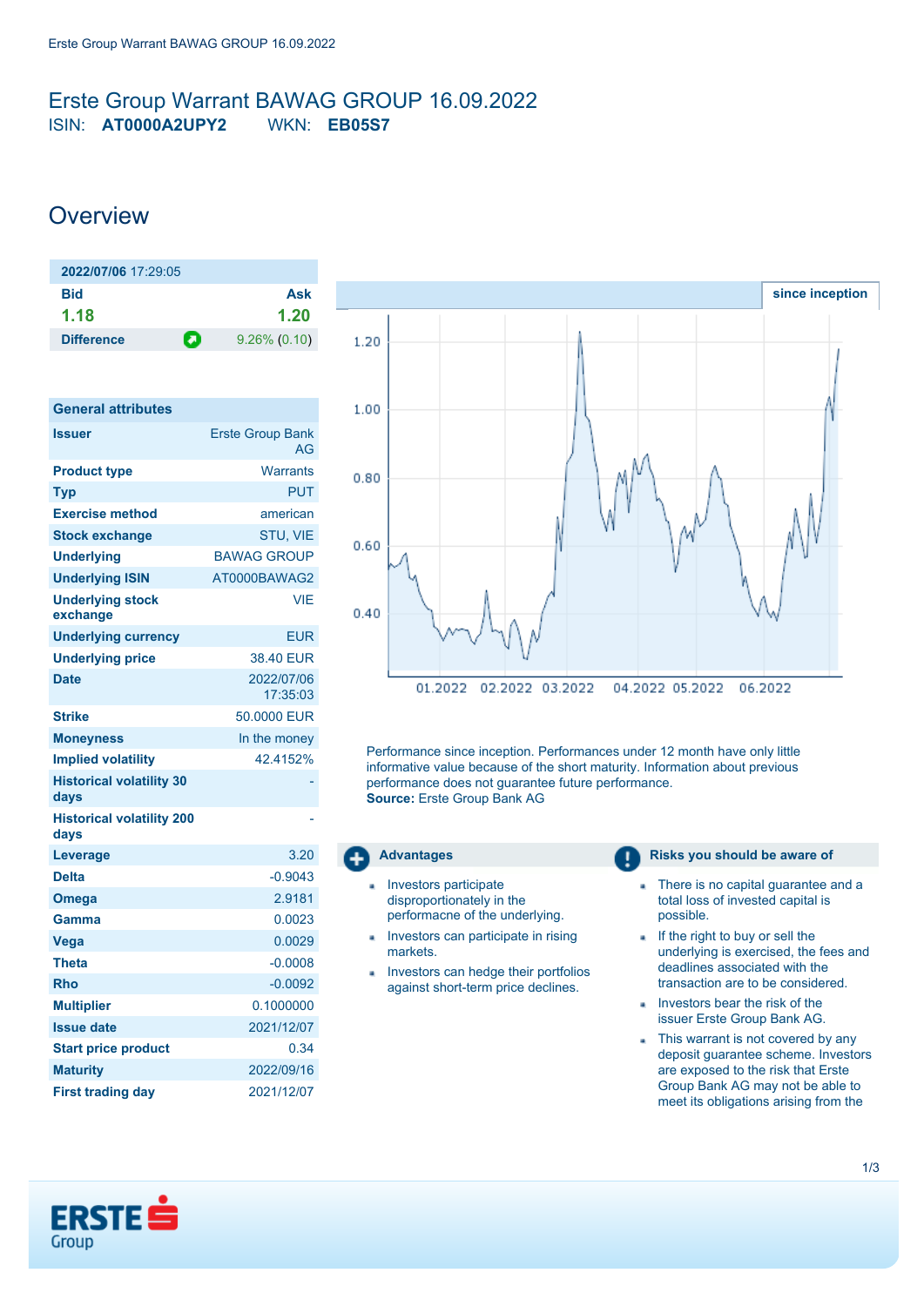# Erste Group Warrant BAWAG GROUP 16.09.2022

ISIN: **AT0000A2UPY2** WKN: **EB05S7**

## Overview

| 2022/07/06 17:29:05 | |
|---|---|
| **Bid** | **Ask** |
| **1.18** | **1.20** |
| **Difference** | 9.26% (0.10) |

| General attributes | |
|---|---|
| **Issuer** | Erste Group Bank AG |
| **Product type** | Warrants |
| **Typ** | PUT |
| **Exercise method** | american |
| **Stock exchange** | STU, VIE |
| **Underlying** | BAWAG GROUP |
| **Underlying ISIN** | AT0000BAWAG2 |
| **Underlying stock exchange** | VIE |
| **Underlying currency** | EUR |
| **Underlying price** | 38.40 EUR |
| **Date** | 2022/07/06 17:35:03 |
| **Strike** | 50.0000 EUR |
| **Moneyness** | In the money |
| **Implied volatility** | 42.4152% |
| **Historical volatility 30 days** | - |
| **Historical volatility 200 days** | - |
| **Leverage** | 3.20 |
| **Delta** | -0.9043 |
| **Omega** | 2.9181 |
| **Gamma** | 0.0023 |
| **Vega** | 0.0029 |
| **Theta** | -0.0008 |
| **Rho** | -0.0092 |
| **Multiplier** | 0.1000000 |
| **Issue date** | 2021/12/07 |
| **Start price product** | 0.34 |
| **Maturity** | 2022/09/16 |
| **First trading day** | 2021/12/07 |

since inception

Performance since inception. Performances under 12 month have only little informative value because of the short maturity. Information about previous performance does not guarantee future performance.
**Source:** Erste Group Bank AG

### Advantages

- Investors participate disproportionately in the performacne of the underlying.
- Investors can participate in rising markets.
- Investors can hedge their portfolios against short-term price declines.

### Risks you should be aware of

- There is no capital guarantee and a total loss of invested capital is possible.
- If the right to buy or sell the underlying is exercised, the fees and deadlines associated with the transaction are to be considered.
- Investors bear the risk of the issuer Erste Group Bank AG.
- This warrant is not covered by any deposit guarantee scheme. Investors are exposed to the risk that Erste Group Bank AG may not be able to meet its obligations arising from the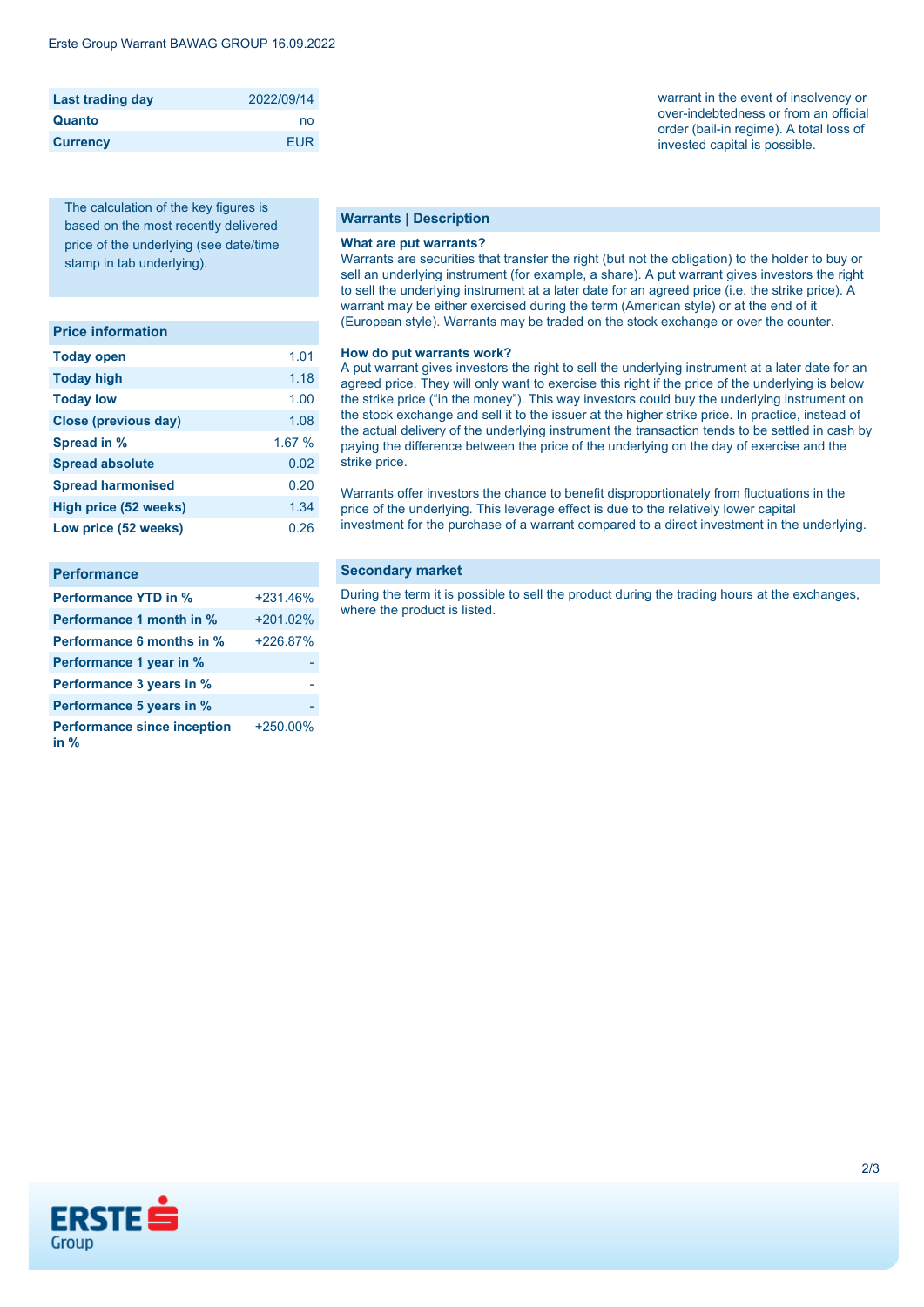| Last trading day | 2022/09/14 |
| --- | --- |
| Quanto | no |
| Currency | EUR |

The calculation of the key figures is based on the most recently delivered price of the underlying (see date/time stamp in tab underlying).

| Price information | |
| --- | --- |
| Today open | 1.01 |
| Today high | 1.18 |
| Today low | 1.00 |
| Close (previous day) | 1.08 |
| Spread in % | 1.67 % |
| Spread absolute | 0.02 |
| Spread harmonised | 0.20 |
| High price (52 weeks) | 1.34 |
| Low price (52 weeks) | 0.26 |

| Performance | |
| --- | --- |
| Performance YTD in % | +231.46% |
| Performance 1 month in % | +201.02% |
| Performance 6 months in % | +226.87% |
| Performance 1 year in % | - |
| Performance 3 years in % | - |
| Performance 5 years in % | - |
| Performance since inception in % | +250.00% |

warrant in the event of insolvency or over-indebtedness or from an official order (bail-in regime). A total loss of invested capital is possible.

## Warrants | Description

**What are put warrants?**
Warrants are securities that transfer the right (but not the obligation) to the holder to buy or sell an underlying instrument (for example, a share). A put warrant gives investors the right to sell the underlying instrument at a later date for an agreed price (i.e. the strike price). A warrant may be either exercised during the term (American style) or at the end of it (European style). Warrants may be traded on the stock exchange or over the counter.

**How do put warrants work?**
A put warrant gives investors the right to sell the underlying instrument at a later date for an agreed price. They will only want to exercise this right if the price of the underlying is below the strike price ("in the money"). This way investors could buy the underlying instrument on the stock exchange and sell it to the issuer at the higher strike price. In practice, instead of the actual delivery of the underlying instrument the transaction tends to be settled in cash by paying the difference between the price of the underlying on the day of exercise and the strike price.

Warrants offer investors the chance to benefit disproportionately from fluctuations in the price of the underlying. This leverage effect is due to the relatively lower capital investment for the purchase of a warrant compared to a direct investment in the underlying.

## Secondary market

During the term it is possible to sell the product during the trading hours at the exchanges, where the product is listed.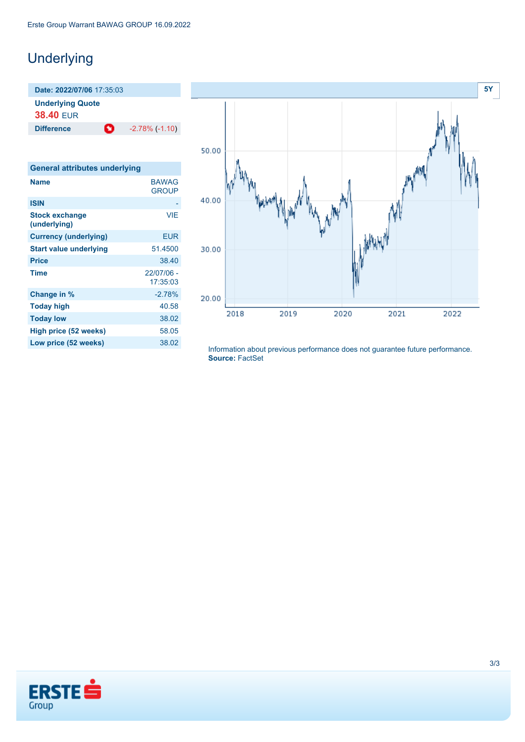# Underlying

**Date: 2022/07/06** 17:35:03

**Underlying Quote**
**38.40** EUR

| | |
|---|---|
| **Difference** | -2.78% (-1.10) |

| General attributes underlying | |
|---|---|
| **Name** | BAWAG GROUP |
| **ISIN** | - |
| **Stock exchange (underlying)** | VIE |
| **Currency (underlying)** | EUR |
| **Start value underlying** | 51.4500 |
| **Price** | 38.40 |
| **Time** | 22/07/06 - 17:35:03 |
| **Change in %** | -2.78% |
| **Today high** | 40.58 |
| **Today low** | 38.02 |
| **High price (52 weeks)** | 58.05 |
| **Low price (52 weeks)** | 38.02 |

5Y

50.00
40.00
30.00
20.00
2018
2019
2020
2021
2022

Information about previous performance does not guarantee future performance.
**Source:** FactSet